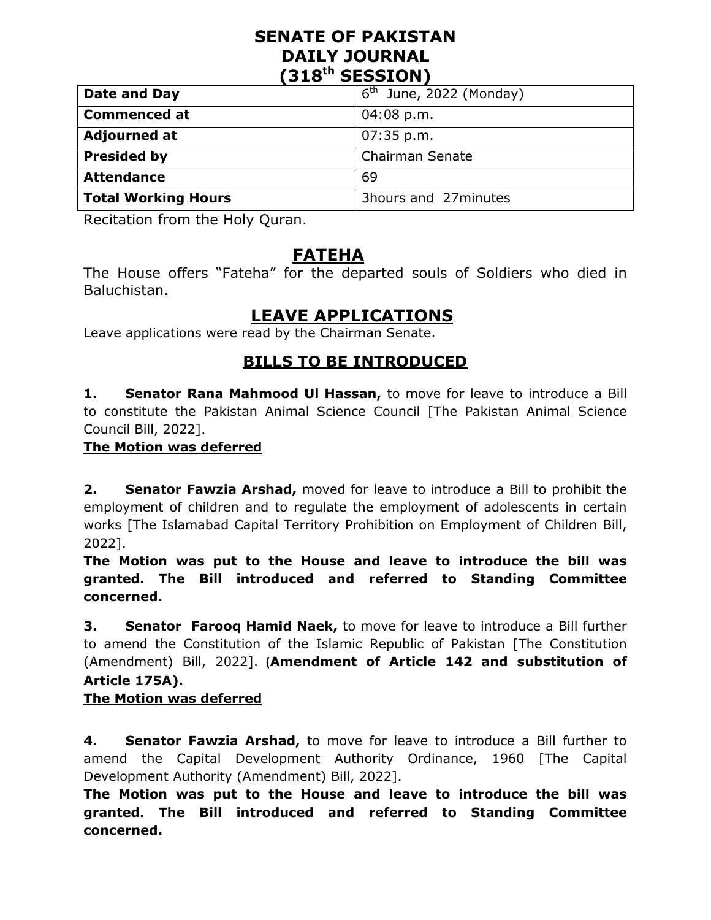# SENATE OF PAKISTAN
# DAILY JOURNAL
# (318th SESSION)

| | |
|---|---|
| **Date and Day** | 6th June, 2022 (Monday) |
| **Commenced at** | 04:08 p.m. |
| **Adjourned at** | 07:35 p.m. |
| **Presided by** | Chairman Senate |
| **Attendance** | 69 |
| **Total Working Hours** | 3hours and 27minutes |

Recitation from the Holy Quran.

## FATEHA

The House offers "Fateha" for the departed souls of Soldiers who died in Baluchistan.

## LEAVE APPLICATIONS

Leave applications were read by the Chairman Senate.

## BILLS TO BE INTRODUCED

**1. Senator Rana Mahmood Ul Hassan,** to move for leave to introduce a Bill to constitute the Pakistan Animal Science Council [The Pakistan Animal Science Council Bill, 2022].

**The Motion was deferred**

**2. Senator Fawzia Arshad,** moved for leave to introduce a Bill to prohibit the employment of children and to regulate the employment of adolescents in certain works [The Islamabad Capital Territory Prohibition on Employment of Children Bill, 2022].

**The Motion was put to the House and leave to introduce the bill was granted. The Bill introduced and referred to Standing Committee concerned.**

**3. Senator Farooq Hamid Naek,** to move for leave to introduce a Bill further to amend the Constitution of the Islamic Republic of Pakistan [The Constitution (Amendment) Bill, 2022]. **(Amendment of Article 142 and substitution of Article 175A).**

**The Motion was deferred**

**4. Senator Fawzia Arshad,** to move for leave to introduce a Bill further to amend the Capital Development Authority Ordinance, 1960 [The Capital Development Authority (Amendment) Bill, 2022].

**The Motion was put to the House and leave to introduce the bill was granted. The Bill introduced and referred to Standing Committee concerned.**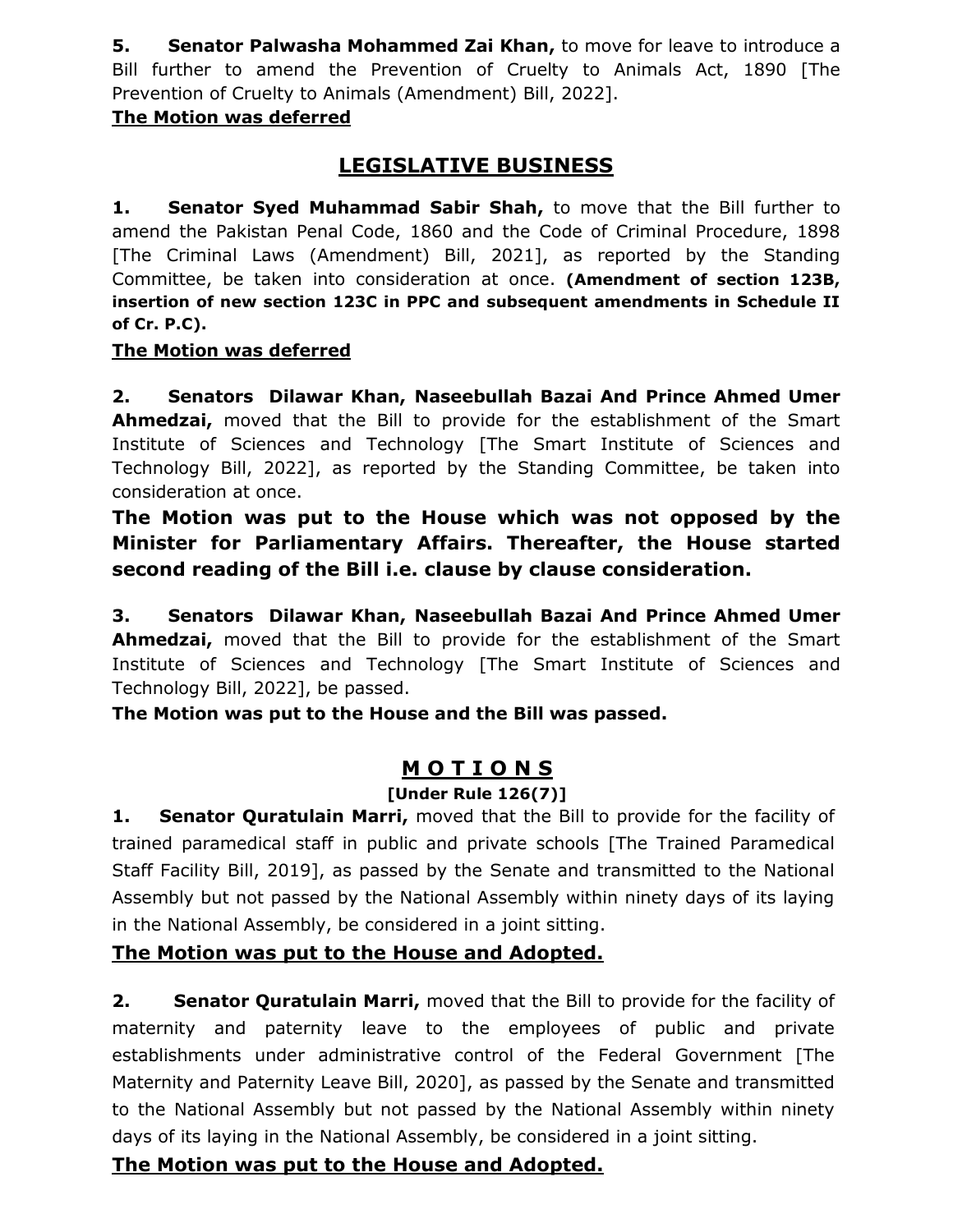**5. Senator Palwasha Mohammed Zai Khan,** to move for leave to introduce a Bill further to amend the Prevention of Cruelty to Animals Act, 1890 [The Prevention of Cruelty to Animals (Amendment) Bill, 2022].

**The Motion was deferred**

## LEGISLATIVE BUSINESS

**1. Senator Syed Muhammad Sabir Shah,** to move that the Bill further to amend the Pakistan Penal Code, 1860 and the Code of Criminal Procedure, 1898 [The Criminal Laws (Amendment) Bill, 2021], as reported by the Standing Committee, be taken into consideration at once. **(Amendment of section 123B, insertion of new section 123C in PPC and subsequent amendments in Schedule II of Cr. P.C).**

**The Motion was deferred**

**2. Senators Dilawar Khan, Naseebullah Bazai And Prince Ahmed Umer Ahmedzai,** moved that the Bill to provide for the establishment of the Smart Institute of Sciences and Technology [The Smart Institute of Sciences and Technology Bill, 2022], as reported by the Standing Committee, be taken into consideration at once.

**The Motion was put to the House which was not opposed by the Minister for Parliamentary Affairs. Thereafter, the House started second reading of the Bill i.e. clause by clause consideration.**

**3. Senators Dilawar Khan, Naseebullah Bazai And Prince Ahmed Umer Ahmedzai,** moved that the Bill to provide for the establishment of the Smart Institute of Sciences and Technology [The Smart Institute of Sciences and Technology Bill, 2022], be passed.

**The Motion was put to the House and the Bill was passed.**

## M O T I O N S

**[Under Rule 126(7)]**

**1. Senator Quratulain Marri,** moved that the Bill to provide for the facility of trained paramedical staff in public and private schools [The Trained Paramedical Staff Facility Bill, 2019], as passed by the Senate and transmitted to the National Assembly but not passed by the National Assembly within ninety days of its laying in the National Assembly, be considered in a joint sitting.

**The Motion was put to the House and Adopted.**

**2. Senator Quratulain Marri,** moved that the Bill to provide for the facility of maternity and paternity leave to the employees of public and private establishments under administrative control of the Federal Government [The Maternity and Paternity Leave Bill, 2020], as passed by the Senate and transmitted to the National Assembly but not passed by the National Assembly within ninety days of its laying in the National Assembly, be considered in a joint sitting.

**The Motion was put to the House and Adopted.**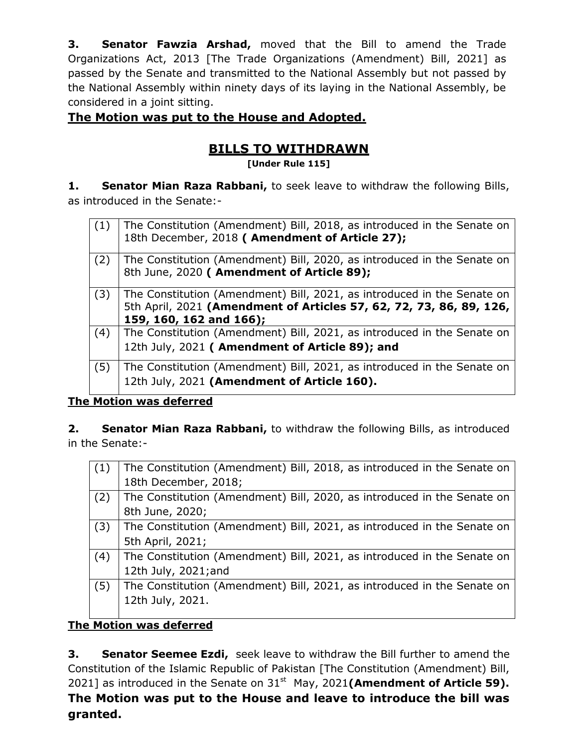**3. Senator Fawzia Arshad,** moved that the Bill to amend the Trade Organizations Act, 2013 [The Trade Organizations (Amendment) Bill, 2021] as passed by the Senate and transmitted to the National Assembly but not passed by the National Assembly within ninety days of its laying in the National Assembly, be considered in a joint sitting.

**The Motion was put to the House and Adopted.**

## BILLS TO WITHDRAWN

**[Under Rule 115]**

**1. Senator Mian Raza Rabbani,** to seek leave to withdraw the following Bills, as introduced in the Senate:-

| | |
|---|---|
| (1) | The Constitution (Amendment) Bill, 2018, as introduced in the Senate on 18th December, 2018 **( Amendment of Article 27);** |
| (2) | The Constitution (Amendment) Bill, 2020, as introduced in the Senate on 8th June, 2020 **( Amendment of Article 89);** |
| (3) | The Constitution (Amendment) Bill, 2021, as introduced in the Senate on 5th April, 2021 **(Amendment of Articles 57, 62, 72, 73, 86, 89, 126, 159, 160, 162 and 166);** |
| (4) | The Constitution (Amendment) Bill, 2021, as introduced in the Senate on 12th July, 2021 **( Amendment of Article 89); and** |
| (5) | The Constitution (Amendment) Bill, 2021, as introduced in the Senate on 12th July, 2021 **(Amendment of Article 160).** |

**The Motion was deferred**

**2. Senator Mian Raza Rabbani,** to withdraw the following Bills, as introduced in the Senate:-

| | |
|---|---|
| (1) | The Constitution (Amendment) Bill, 2018, as introduced in the Senate on 18th December, 2018; |
| (2) | The Constitution (Amendment) Bill, 2020, as introduced in the Senate on 8th June, 2020; |
| (3) | The Constitution (Amendment) Bill, 2021, as introduced in the Senate on 5th April, 2021; |
| (4) | The Constitution (Amendment) Bill, 2021, as introduced in the Senate on 12th July, 2021;and |
| (5) | The Constitution (Amendment) Bill, 2021, as introduced in the Senate on 12th July, 2021. |

**The Motion was deferred**

**3. Senator Seemee Ezdi,** seek leave to withdraw the Bill further to amend the Constitution of the Islamic Republic of Pakistan [The Constitution (Amendment) Bill, 2021] as introduced in the Senate on 31st May, 2021**(Amendment of Article 59).**

**The Motion was put to the House and leave to introduce the bill was granted.**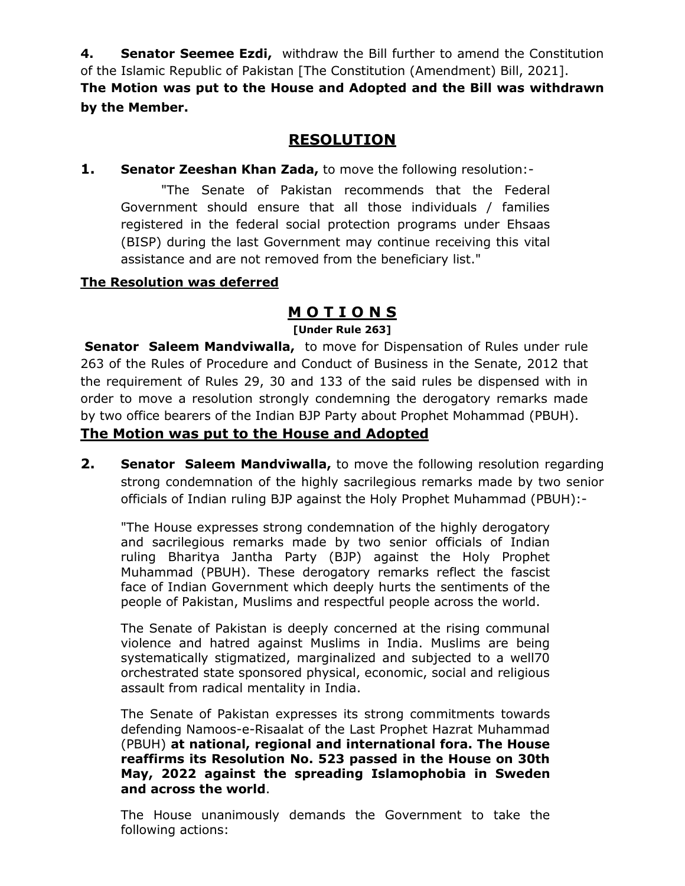**4.** **Senator Seemee Ezdi,** withdraw the Bill further to amend the Constitution of the Islamic Republic of Pakistan [The Constitution (Amendment) Bill, 2021].

**The Motion was put to the House and Adopted and the Bill was withdrawn by the Member.**

## RESOLUTION

**1.** **Senator Zeeshan Khan Zada,** to move the following resolution:-

"The Senate of Pakistan recommends that the Federal Government should ensure that all those individuals / families registered in the federal social protection programs under Ehsaas (BISP) during the last Government may continue receiving this vital assistance and are not removed from the beneficiary list."

**The Resolution was deferred**

## M O T I O N S

**[Under Rule 263]**

**Senator Saleem Mandviwalla,** to move for Dispensation of Rules under rule 263 of the Rules of Procedure and Conduct of Business in the Senate, 2012 that the requirement of Rules 29, 30 and 133 of the said rules be dispensed with in order to move a resolution strongly condemning the derogatory remarks made by two office bearers of the Indian BJP Party about Prophet Mohammad (PBUH).

**The Motion was put to the House and Adopted**

**2.** **Senator Saleem Mandviwalla,** to move the following resolution regarding strong condemnation of the highly sacrilegious remarks made by two senior officials of Indian ruling BJP against the Holy Prophet Muhammad (PBUH):-

"The House expresses strong condemnation of the highly derogatory and sacrilegious remarks made by two senior officials of Indian ruling Bharitya Jantha Party (BJP) against the Holy Prophet Muhammad (PBUH). These derogatory remarks reflect the fascist face of Indian Government which deeply hurts the sentiments of the people of Pakistan, Muslims and respectful people across the world.

The Senate of Pakistan is deeply concerned at the rising communal violence and hatred against Muslims in India. Muslims are being systematically stigmatized, marginalized and subjected to a well70 orchestrated state sponsored physical, economic, social and religious assault from radical mentality in India.

The Senate of Pakistan expresses its strong commitments towards defending Namoos-e-Risaalat of the Last Prophet Hazrat Muhammad (PBUH) **at national, regional and international fora. The House reaffirms its Resolution No. 523 passed in the House on 30th May, 2022 against the spreading Islamophobia in Sweden and across the world**.

The House unanimously demands the Government to take the following actions: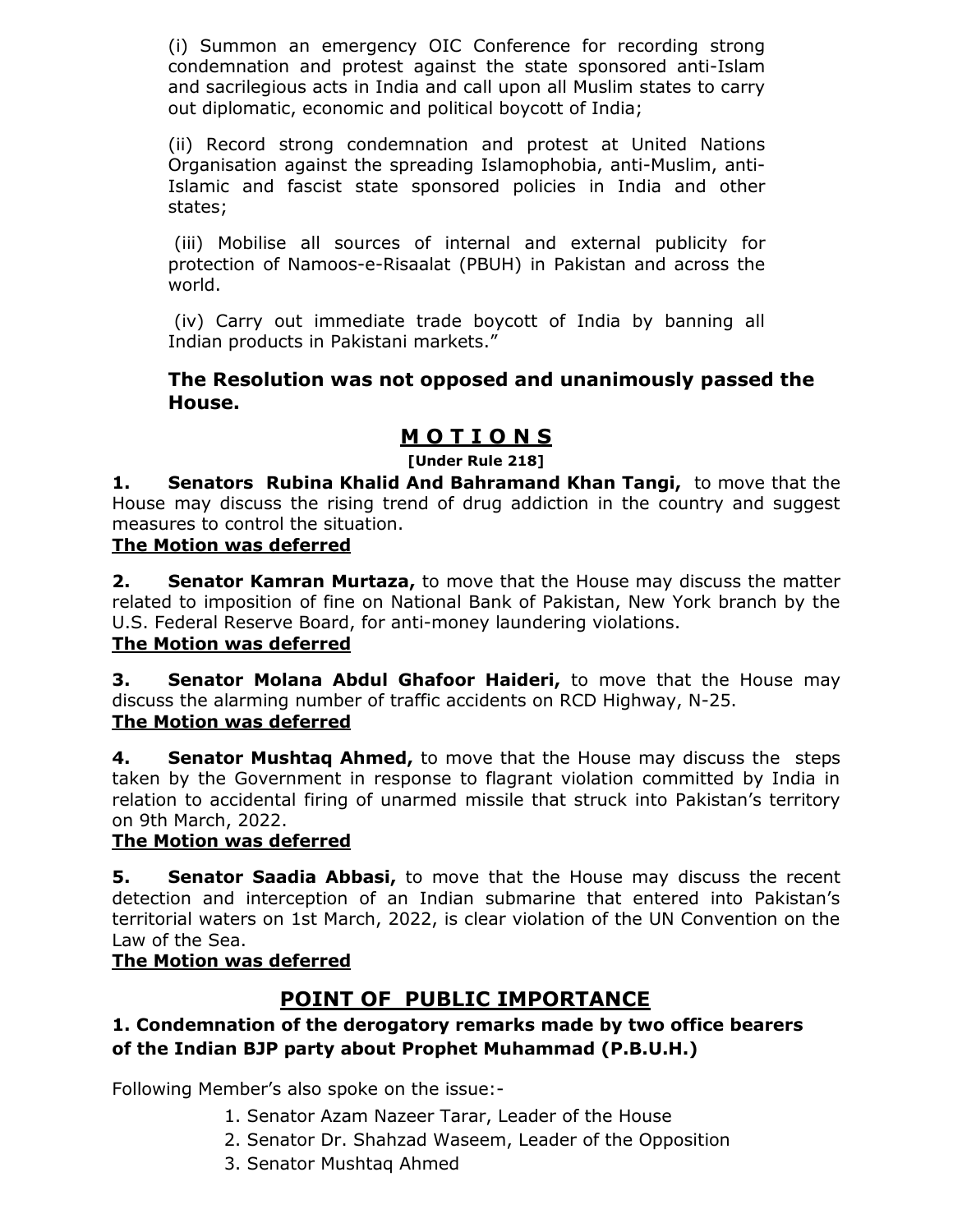(i) Summon an emergency OIC Conference for recording strong condemnation and protest against the state sponsored anti-Islam and sacrilegious acts in India and call upon all Muslim states to carry out diplomatic, economic and political boycott of India;

(ii) Record strong condemnation and protest at United Nations Organisation against the spreading Islamophobia, anti-Muslim, anti-Islamic and fascist state sponsored policies in India and other states;

(iii) Mobilise all sources of internal and external publicity for protection of Namoos-e-Risaalat (PBUH) in Pakistan and across the world.

(iv) Carry out immediate trade boycott of India by banning all Indian products in Pakistani markets."

**The Resolution was not opposed and unanimously passed the House.**

## M O T I O N S

**[Under Rule 218]**

**1. Senators Rubina Khalid And Bahramand Khan Tangi,** to move that the House may discuss the rising trend of drug addiction in the country and suggest measures to control the situation.

**The Motion was deferred**

**2. Senator Kamran Murtaza,** to move that the House may discuss the matter related to imposition of fine on National Bank of Pakistan, New York branch by the U.S. Federal Reserve Board, for anti-money laundering violations.

**The Motion was deferred**

**3. Senator Molana Abdul Ghafoor Haideri,** to move that the House may discuss the alarming number of traffic accidents on RCD Highway, N-25.

**The Motion was deferred**

**4. Senator Mushtaq Ahmed,** to move that the House may discuss the steps taken by the Government in response to flagrant violation committed by India in relation to accidental firing of unarmed missile that struck into Pakistan's territory on 9th March, 2022.

**The Motion was deferred**

**5. Senator Saadia Abbasi,** to move that the House may discuss the recent detection and interception of an Indian submarine that entered into Pakistan's territorial waters on 1st March, 2022, is clear violation of the UN Convention on the Law of the Sea.

**The Motion was deferred**

## POINT OF PUBLIC IMPORTANCE

**1. Condemnation of the derogatory remarks made by two office bearers of the Indian BJP party about Prophet Muhammad (P.B.U.H.)**

Following Member's also spoke on the issue:-

1. Senator Azam Nazeer Tarar, Leader of the House
2. Senator Dr. Shahzad Waseem, Leader of the Opposition
3. Senator Mushtaq Ahmed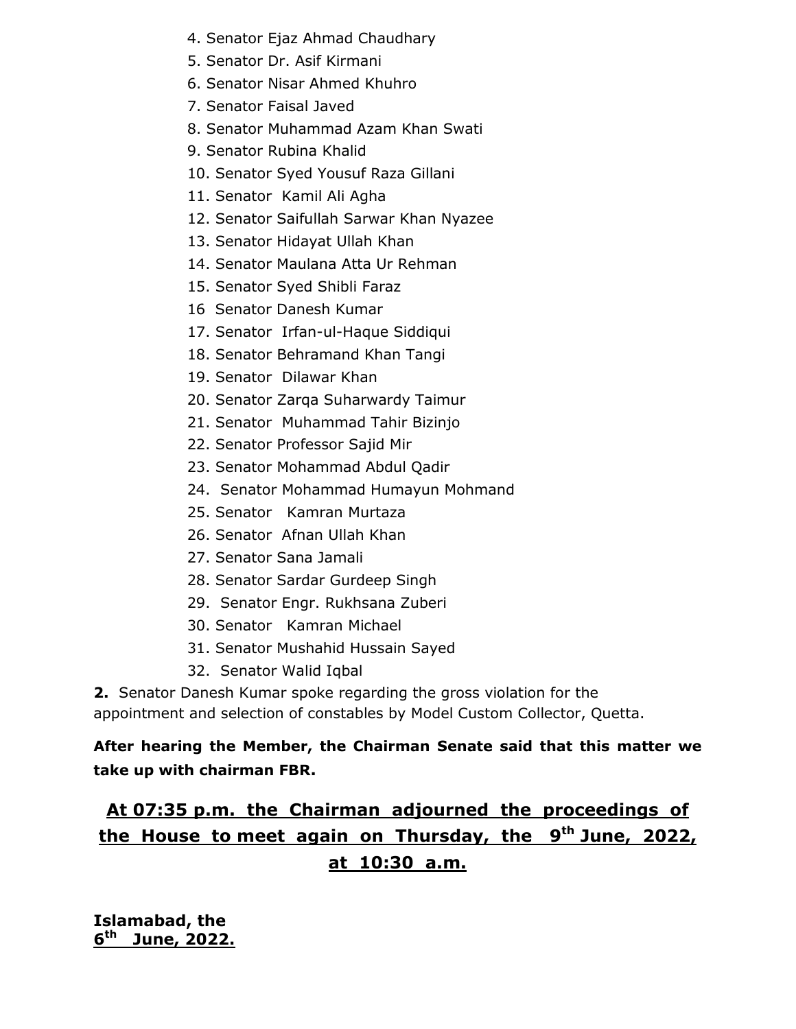4. Senator Ejaz Ahmad Chaudhary
5. Senator Dr. Asif Kirmani
6. Senator Nisar Ahmed Khuhro
7. Senator Faisal Javed
8. Senator Muhammad Azam Khan Swati
9. Senator Rubina Khalid
10. Senator Syed Yousuf Raza Gillani
11. Senator Kamil Ali Agha
12. Senator Saifullah Sarwar Khan Nyazee
13. Senator Hidayat Ullah Khan
14. Senator Maulana Atta Ur Rehman
15. Senator Syed Shibli Faraz
16 Senator Danesh Kumar
17. Senator Irfan-ul-Haque Siddiqui
18. Senator Behramand Khan Tangi
19. Senator Dilawar Khan
20. Senator Zarqa Suharwardy Taimur
21. Senator Muhammad Tahir Bizinjo
22. Senator Professor Sajid Mir
23. Senator Mohammad Abdul Qadir
24. Senator Mohammad Humayun Mohmand
25. Senator Kamran Murtaza
26. Senator Afnan Ullah Khan
27. Senator Sana Jamali
28. Senator Sardar Gurdeep Singh
29. Senator Engr. Rukhsana Zuberi
30. Senator Kamran Michael
31. Senator Mushahid Hussain Sayed
32. Senator Walid Iqbal

**2.** Senator Danesh Kumar spoke regarding the gross violation for the appointment and selection of constables by Model Custom Collector, Quetta.

**After hearing the Member, the Chairman Senate said that this matter we take up with chairman FBR.**

## At 07:35 p.m. the Chairman adjourned the proceedings of the House to meet again on Thursday, the 9th June, 2022, at 10:30 a.m.

**Islamabad, the**
**6th June, 2022.**